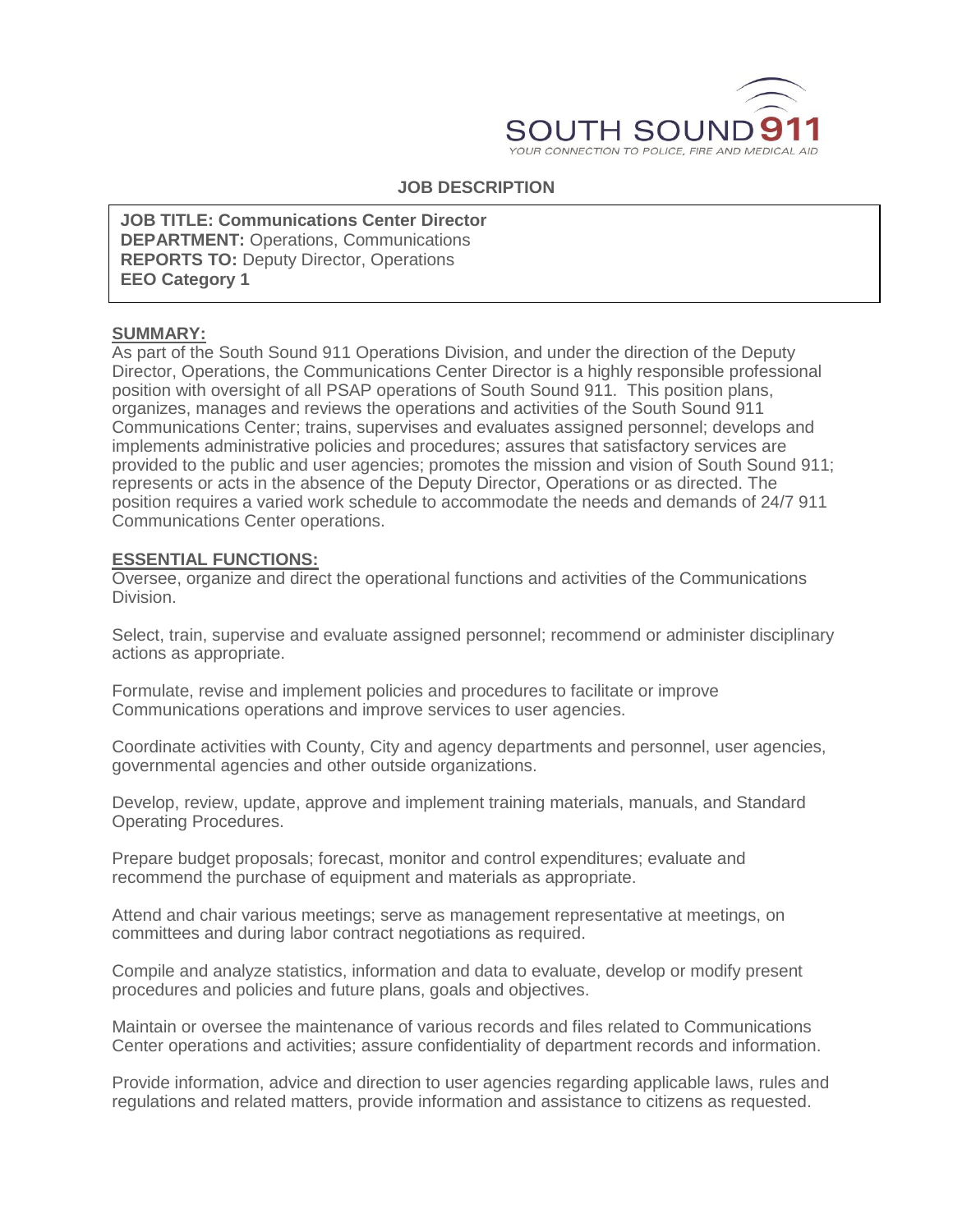SOUTH SOUND 911
YOUR CONNECTION TO POLICE, FIRE AND MEDICAL AID

# JOB DESCRIPTION

**JOB TITLE: Communications Center Director**
**DEPARTMENT:** Operations, Communications
**REPORTS TO:** Deputy Director, Operations
**EEO Category 1**

## SUMMARY:

As part of the South Sound 911 Operations Division, and under the direction of the Deputy Director, Operations, the Communications Center Director is a highly responsible professional position with oversight of all PSAP operations of South Sound 911. This position plans, organizes, manages and reviews the operations and activities of the South Sound 911 Communications Center; trains, supervises and evaluates assigned personnel; develops and implements administrative policies and procedures; assures that satisfactory services are provided to the public and user agencies; promotes the mission and vision of South Sound 911; represents or acts in the absence of the Deputy Director, Operations or as directed. The position requires a varied work schedule to accommodate the needs and demands of 24/7 911 Communications Center operations.

## ESSENTIAL FUNCTIONS:

Oversee, organize and direct the operational functions and activities of the Communications Division.

Select, train, supervise and evaluate assigned personnel; recommend or administer disciplinary actions as appropriate.

Formulate, revise and implement policies and procedures to facilitate or improve Communications operations and improve services to user agencies.

Coordinate activities with County, City and agency departments and personnel, user agencies, governmental agencies and other outside organizations.

Develop, review, update, approve and implement training materials, manuals, and Standard Operating Procedures.

Prepare budget proposals; forecast, monitor and control expenditures; evaluate and recommend the purchase of equipment and materials as appropriate.

Attend and chair various meetings; serve as management representative at meetings, on committees and during labor contract negotiations as required.

Compile and analyze statistics, information and data to evaluate, develop or modify present procedures and policies and future plans, goals and objectives.

Maintain or oversee the maintenance of various records and files related to Communications Center operations and activities; assure confidentiality of department records and information.

Provide information, advice and direction to user agencies regarding applicable laws, rules and regulations and related matters, provide information and assistance to citizens as requested.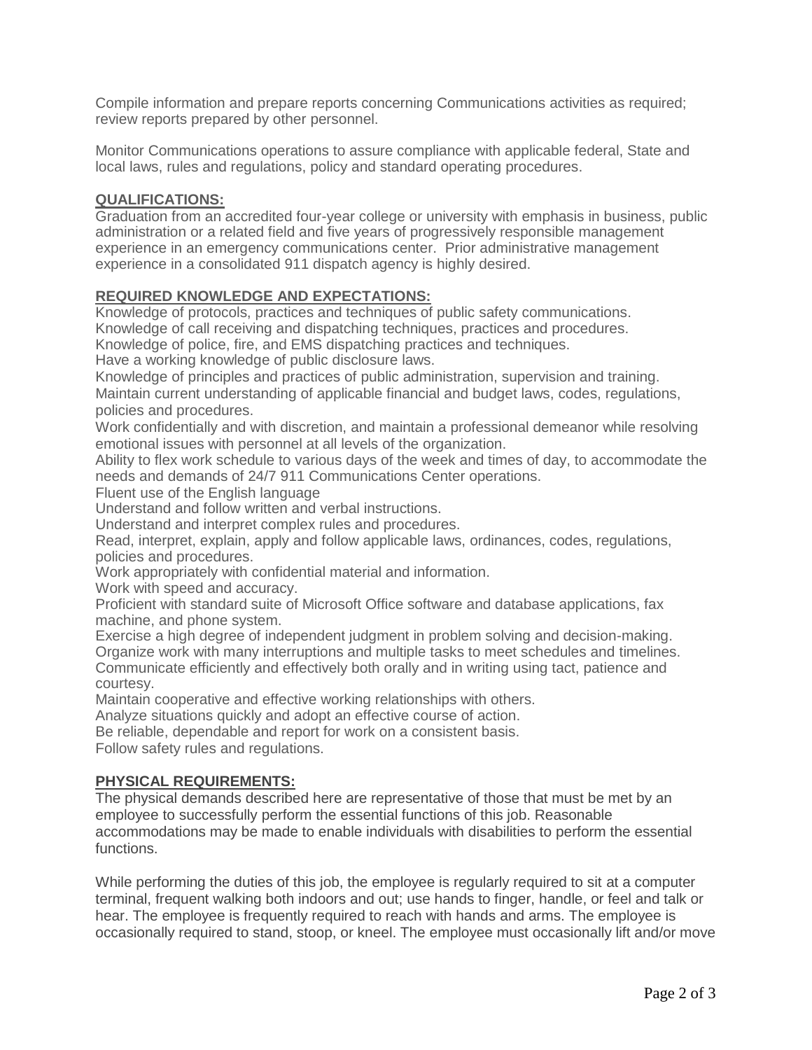Compile information and prepare reports concerning Communications activities as required; review reports prepared by other personnel.

Monitor Communications operations to assure compliance with applicable federal, State and local laws, rules and regulations, policy and standard operating procedures.

## QUALIFICATIONS:

Graduation from an accredited four-year college or university with emphasis in business, public administration or a related field and five years of progressively responsible management experience in an emergency communications center. Prior administrative management experience in a consolidated 911 dispatch agency is highly desired.

## REQUIRED KNOWLEDGE AND EXPECTATIONS:

Knowledge of protocols, practices and techniques of public safety communications.
Knowledge of call receiving and dispatching techniques, practices and procedures.
Knowledge of police, fire, and EMS dispatching practices and techniques.
Have a working knowledge of public disclosure laws.
Knowledge of principles and practices of public administration, supervision and training.
Maintain current understanding of applicable financial and budget laws, codes, regulations, policies and procedures.
Work confidentially and with discretion, and maintain a professional demeanor while resolving emotional issues with personnel at all levels of the organization.
Ability to flex work schedule to various days of the week and times of day, to accommodate the needs and demands of 24/7 911 Communications Center operations.
Fluent use of the English language
Understand and follow written and verbal instructions.
Understand and interpret complex rules and procedures.
Read, interpret, explain, apply and follow applicable laws, ordinances, codes, regulations, policies and procedures.
Work appropriately with confidential material and information.
Work with speed and accuracy.
Proficient with standard suite of Microsoft Office software and database applications, fax machine, and phone system.
Exercise a high degree of independent judgment in problem solving and decision-making.
Organize work with many interruptions and multiple tasks to meet schedules and timelines.
Communicate efficiently and effectively both orally and in writing using tact, patience and courtesy.
Maintain cooperative and effective working relationships with others.
Analyze situations quickly and adopt an effective course of action.
Be reliable, dependable and report for work on a consistent basis.
Follow safety rules and regulations.

## PHYSICAL REQUIREMENTS:

The physical demands described here are representative of those that must be met by an employee to successfully perform the essential functions of this job. Reasonable accommodations may be made to enable individuals with disabilities to perform the essential functions.

While performing the duties of this job, the employee is regularly required to sit at a computer terminal, frequent walking both indoors and out; use hands to finger, handle, or feel and talk or hear. The employee is frequently required to reach with hands and arms. The employee is occasionally required to stand, stoop, or kneel. The employee must occasionally lift and/or move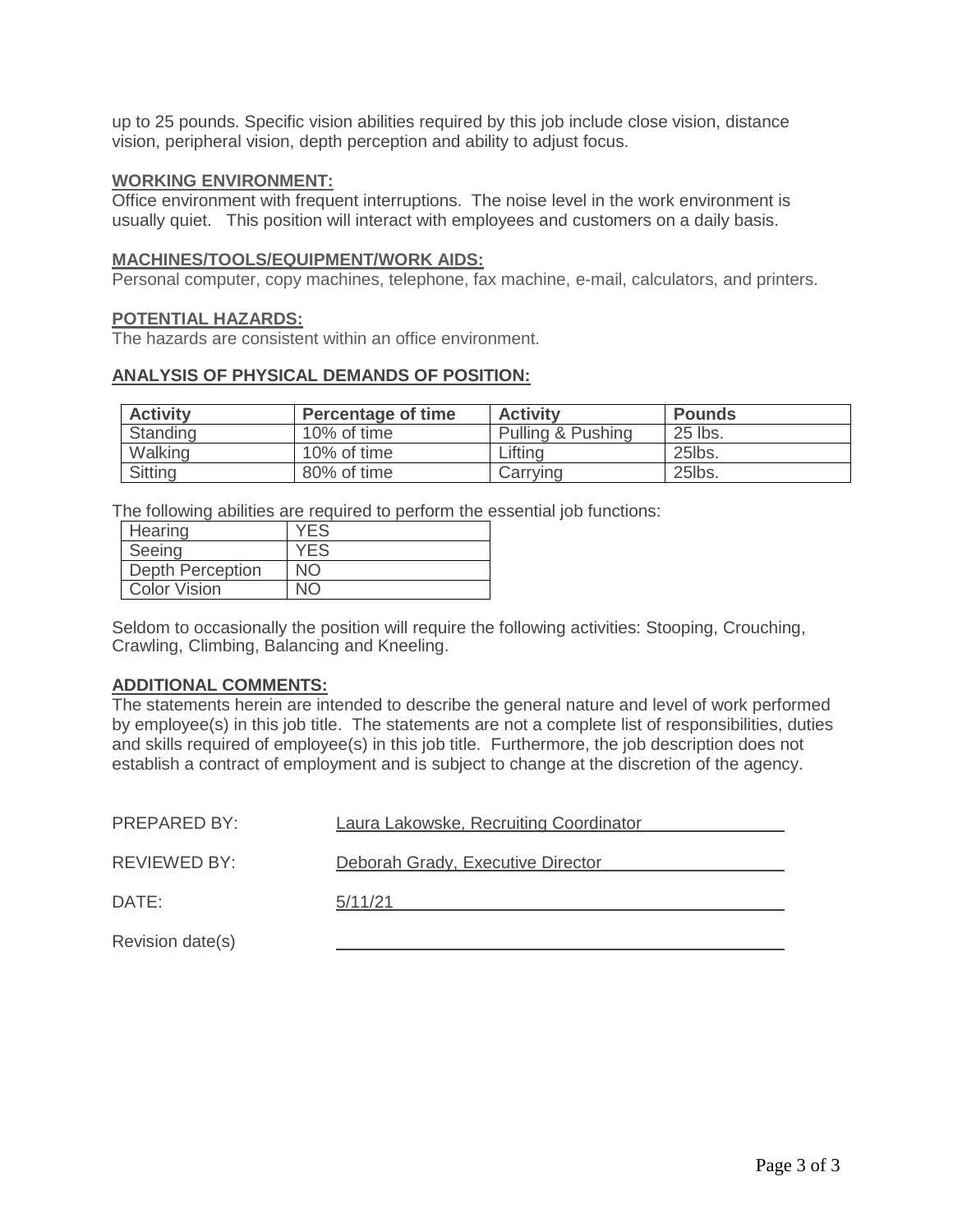up to 25 pounds. Specific vision abilities required by this job include close vision, distance vision, peripheral vision, depth perception and ability to adjust focus.

**WORKING ENVIRONMENT:**

Office environment with frequent interruptions. The noise level in the work environment is usually quiet. This position will interact with employees and customers on a daily basis.

**MACHINES/TOOLS/EQUIPMENT/WORK AIDS:**

Personal computer, copy machines, telephone, fax machine, e-mail, calculators, and printers.

**POTENTIAL HAZARDS:**

The hazards are consistent within an office environment.

**ANALYSIS OF PHYSICAL DEMANDS OF POSITION:**

| Activity | Percentage of time | Activity | Pounds |
|---|---|---|---|
| Standing | 10% of time | Pulling & Pushing | 25 lbs. |
| Walking | 10% of time | Lifting | 25lbs. |
| Sitting | 80% of time | Carrying | 25lbs. |

The following abilities are required to perform the essential job functions:

| | |
|---|---|
| Hearing | YES |
| Seeing | YES |
| Depth Perception | NO |
| Color Vision | NO |

Seldom to occasionally the position will require the following activities: Stooping, Crouching, Crawling, Climbing, Balancing and Kneeling.

**ADDITIONAL COMMENTS:**

The statements herein are intended to describe the general nature and level of work performed by employee(s) in this job title. The statements are not a complete list of responsibilities, duties and skills required of employee(s) in this job title. Furthermore, the job description does not establish a contract of employment and is subject to change at the discretion of the agency.

PREPARED BY: Laura Lakowske, Recruiting Coordinator

REVIEWED BY: Deborah Grady, Executive Director

DATE: 5/11/21

Revision date(s)